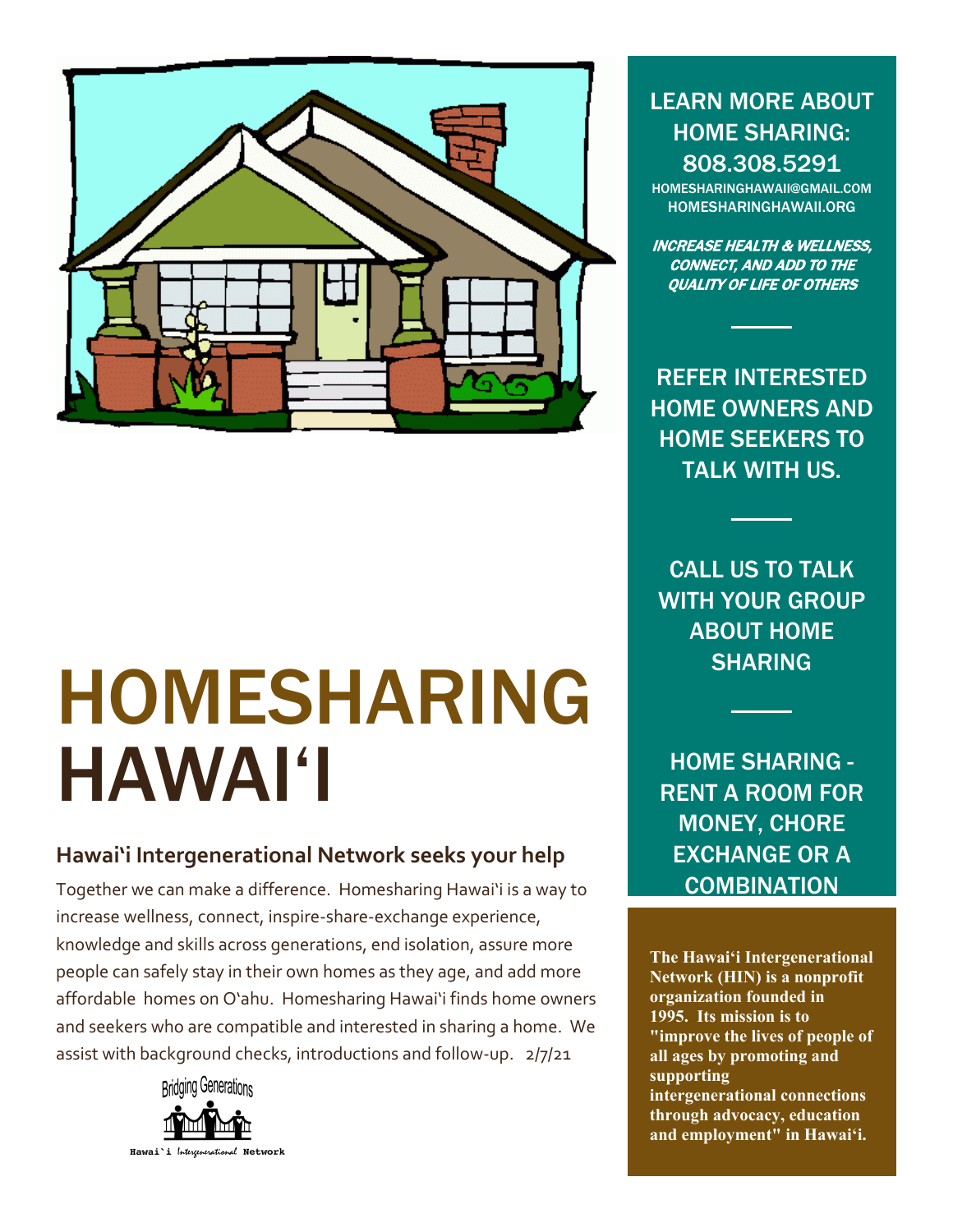# HOMESHARING HAWAIʻI

## Hawaiʻi Intergenerational Network seeks your help

Together we can make a difference. Homesharing Hawaiʻi is a way to increase wellness, connect, inspire-share-exchange experience, knowledge and skills across generations, end isolation, assure more people can safely stay in their own homes as they age, and add more affordable homes on Oʻahu. Homesharing Hawaiʻi finds home owners and seekers who are compatible and interested in sharing a home. We assist with background checks, introductions and follow-up. 2/7/21

Bridging Generations

Hawaiʻi Intergenerational Network

LEARN MORE ABOUT HOME SHARING: 808.308.5291

HOMESHARINGHAWAII@GMAIL.COM
HOMESHARINGHAWAII.ORG

***INCREASE HEALTH & WELLNESS, CONNECT, AND ADD TO THE QUALITY OF LIFE OF OTHERS***

REFER INTERESTED HOME OWNERS AND HOME SEEKERS TO TALK WITH US.

CALL US TO TALK WITH YOUR GROUP ABOUT HOME SHARING

HOME SHARING - RENT A ROOM FOR MONEY, CHORE EXCHANGE OR A COMBINATION

**The Hawaiʻi Intergenerational Network (HIN) is a nonprofit organization founded in 1995. Its mission is to "improve the lives of people of all ages by promoting and supporting intergenerational connections through advocacy, education and employment" in Hawaiʻi.**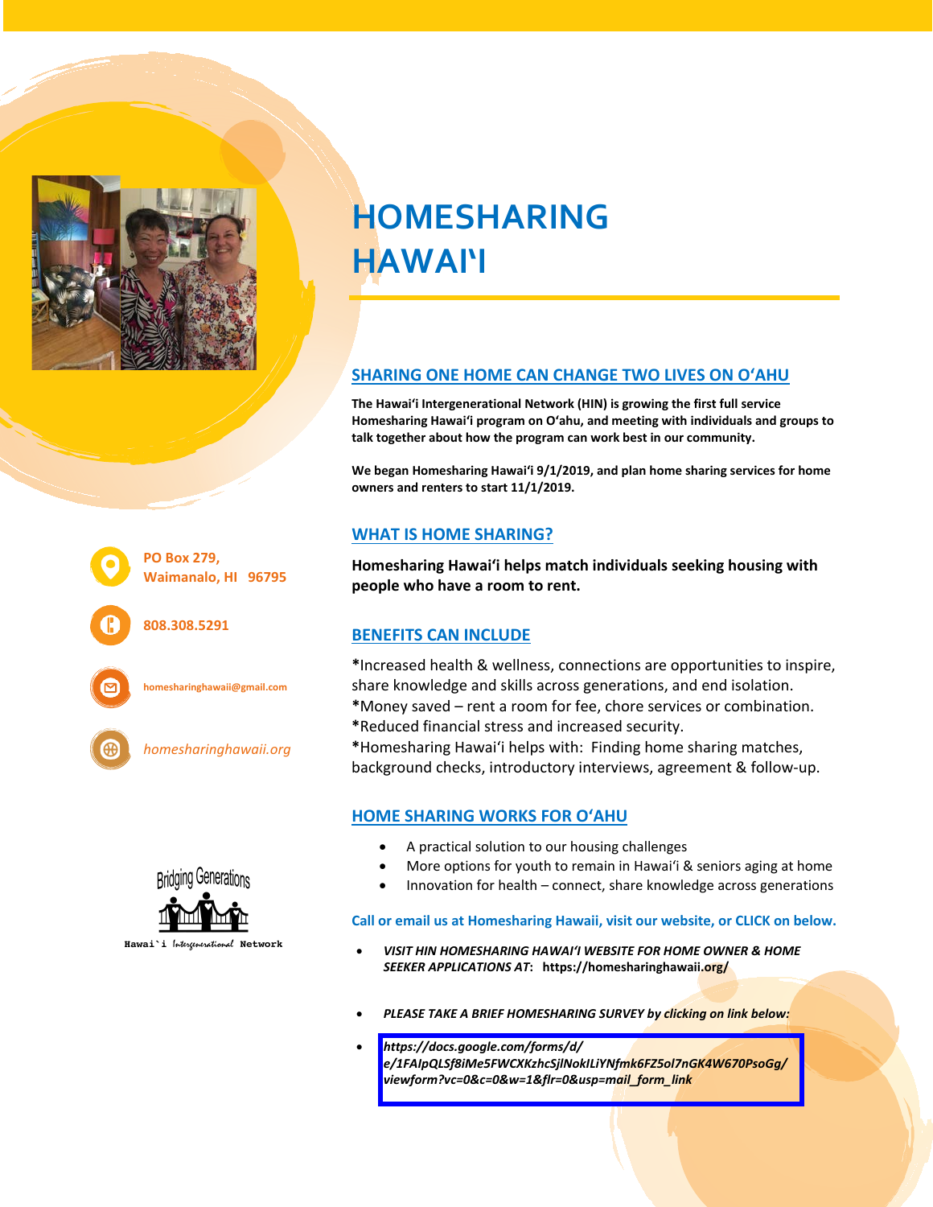# HOMESHARING HAWAIʻI

## SHARING ONE HOME CAN CHANGE TWO LIVES ON OʻAHU

**The Hawaiʻi Intergenerational Network (HIN) is growing the first full service Homesharing Hawaiʻi program on Oʻahu, and meeting with individuals and groups to talk together about how the program can work best in our community.**

**We began Homesharing Hawaiʻi 9/1/2019, and plan home sharing services for home owners and renters to start 11/1/2019.**

## WHAT IS HOME SHARING?

**Homesharing Hawaiʻi helps match individuals seeking housing with people who have a room to rent.**

## BENEFITS CAN INCLUDE

*Increased health & wellness, connections are opportunities to inspire, share knowledge and skills across generations, and end isolation.
*Money saved – rent a room for fee, chore services or combination.
*Reduced financial stress and increased security.
*Homesharing Hawaiʻi helps with: Finding home sharing matches, background checks, introductory interviews, agreement & follow-up.

## HOME SHARING WORKS FOR OʻAHU

- A practical solution to our housing challenges
- More options for youth to remain in Hawaiʻi & seniors aging at home
- Innovation for health – connect, share knowledge across generations

**Call or email us at Homesharing Hawaii, visit our website, or CLICK on below.**

- ***VISIT HIN HOMESHARING HAWAIʻI WEBSITE FOR HOME OWNER & HOME SEEKER APPLICATIONS AT*: https://homesharinghawaii.org/**
- ***PLEASE TAKE A BRIEF HOMESHARING SURVEY by clicking on link below:***
- ***https://docs.google.com/forms/d/e/1FAIpQLSf8iMe5FWCXKzhcSjlNokILiYNfmk6FZ5ol7nGK4W670PsoGg/viewform?vc=0&c=0&w=1&flr=0&usp=mail_form_link***

**PO Box 279,**
**Waimanalo, HI 96795**

**808.308.5291**

**homesharinghawaii@gmail.com**

*homesharinghawaii.org*

Bridging Generations
Hawai`i Intergenerational Network